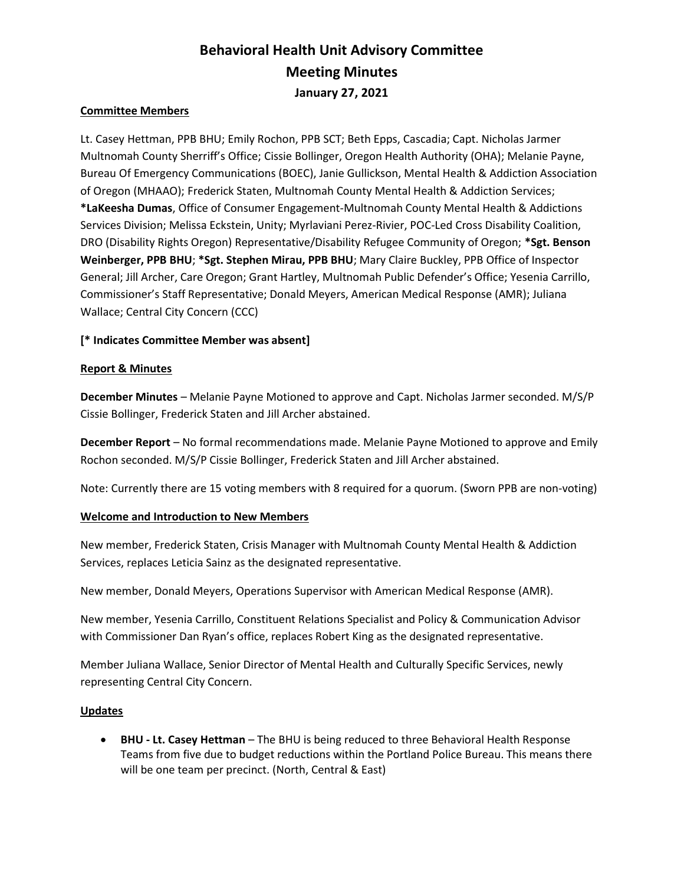# Behavioral Health Unit Advisory Committee
# Meeting Minutes
### January 27, 2021

**Committee Members**

Lt. Casey Hettman, PPB BHU; Emily Rochon, PPB SCT; Beth Epps, Cascadia; Capt. Nicholas Jarmer Multnomah County Sherriff's Office; Cissie Bollinger, Oregon Health Authority (OHA); Melanie Payne, Bureau Of Emergency Communications (BOEC), Janie Gullickson, Mental Health & Addiction Association of Oregon (MHAAO); Frederick Staten, Multnomah County Mental Health & Addiction Services; **\*LaKeesha Dumas**, Office of Consumer Engagement-Multnomah County Mental Health & Addictions Services Division; Melissa Eckstein, Unity; Myrlaviani Perez-Rivier, POC-Led Cross Disability Coalition, DRO (Disability Rights Oregon) Representative/Disability Refugee Community of Oregon; **\*Sgt. Benson Weinberger, PPB BHU**; **\*Sgt. Stephen Mirau, PPB BHU**; Mary Claire Buckley, PPB Office of Inspector General; Jill Archer, Care Oregon; Grant Hartley, Multnomah Public Defender's Office; Yesenia Carrillo, Commissioner's Staff Representative; Donald Meyers, American Medical Response (AMR); Juliana Wallace; Central City Concern (CCC)

**[\* Indicates Committee Member was absent]**

**Report & Minutes**

**December Minutes** – Melanie Payne Motioned to approve and Capt. Nicholas Jarmer seconded. M/S/P Cissie Bollinger, Frederick Staten and Jill Archer abstained.

**December Report** – No formal recommendations made. Melanie Payne Motioned to approve and Emily Rochon seconded. M/S/P Cissie Bollinger, Frederick Staten and Jill Archer abstained.

Note: Currently there are 15 voting members with 8 required for a quorum. (Sworn PPB are non-voting)

**Welcome and Introduction to New Members**

New member, Frederick Staten, Crisis Manager with Multnomah County Mental Health & Addiction Services, replaces Leticia Sainz as the designated representative.

New member, Donald Meyers, Operations Supervisor with American Medical Response (AMR).

New member, Yesenia Carrillo, Constituent Relations Specialist and Policy & Communication Advisor with Commissioner Dan Ryan's office, replaces Robert King as the designated representative.

Member Juliana Wallace, Senior Director of Mental Health and Culturally Specific Services, newly representing Central City Concern.

**Updates**

- **BHU - Lt. Casey Hettman** – The BHU is being reduced to three Behavioral Health Response Teams from five due to budget reductions within the Portland Police Bureau. This means there will be one team per precinct. (North, Central & East)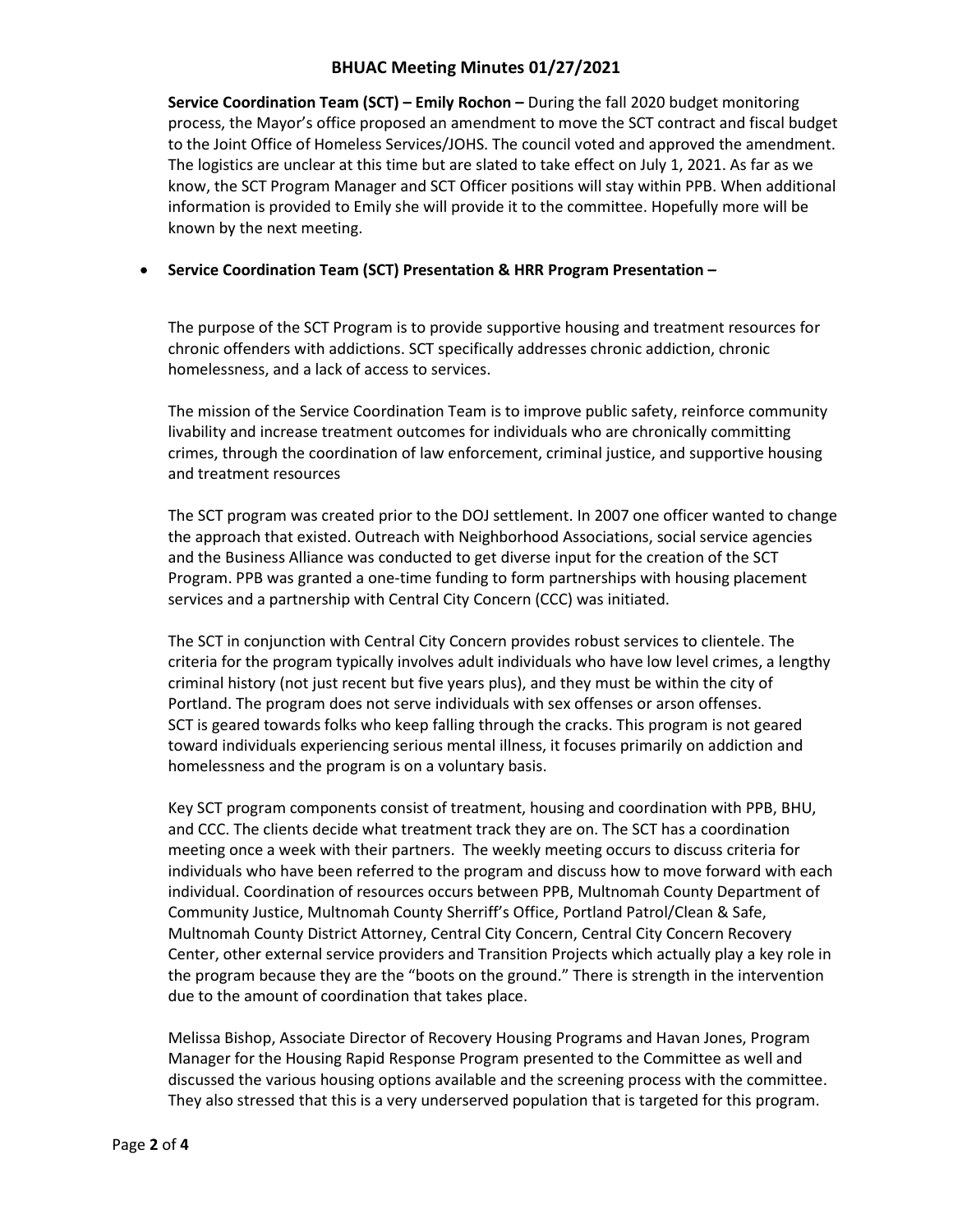**Service Coordination Team (SCT) – Emily Rochon –** During the fall 2020 budget monitoring process, the Mayor's office proposed an amendment to move the SCT contract and fiscal budget to the Joint Office of Homeless Services/JOHS. The council voted and approved the amendment. The logistics are unclear at this time but are slated to take effect on July 1, 2021. As far as we know, the SCT Program Manager and SCT Officer positions will stay within PPB. When additional information is provided to Emily she will provide it to the committee. Hopefully more will be known by the next meeting.

- **Service Coordination Team (SCT) Presentation & HRR Program Presentation –**

The purpose of the SCT Program is to provide supportive housing and treatment resources for chronic offenders with addictions. SCT specifically addresses chronic addiction, chronic homelessness, and a lack of access to services.

The mission of the Service Coordination Team is to improve public safety, reinforce community livability and increase treatment outcomes for individuals who are chronically committing crimes, through the coordination of law enforcement, criminal justice, and supportive housing and treatment resources

The SCT program was created prior to the DOJ settlement. In 2007 one officer wanted to change the approach that existed. Outreach with Neighborhood Associations, social service agencies and the Business Alliance was conducted to get diverse input for the creation of the SCT Program. PPB was granted a one-time funding to form partnerships with housing placement services and a partnership with Central City Concern (CCC) was initiated.

The SCT in conjunction with Central City Concern provides robust services to clientele. The criteria for the program typically involves adult individuals who have low level crimes, a lengthy criminal history (not just recent but five years plus), and they must be within the city of Portland. The program does not serve individuals with sex offenses or arson offenses. SCT is geared towards folks who keep falling through the cracks. This program is not geared toward individuals experiencing serious mental illness, it focuses primarily on addiction and homelessness and the program is on a voluntary basis.

Key SCT program components consist of treatment, housing and coordination with PPB, BHU, and CCC. The clients decide what treatment track they are on. The SCT has a coordination meeting once a week with their partners. The weekly meeting occurs to discuss criteria for individuals who have been referred to the program and discuss how to move forward with each individual. Coordination of resources occurs between PPB, Multnomah County Department of Community Justice, Multnomah County Sherriff's Office, Portland Patrol/Clean & Safe, Multnomah County District Attorney, Central City Concern, Central City Concern Recovery Center, other external service providers and Transition Projects which actually play a key role in the program because they are the "boots on the ground." There is strength in the intervention due to the amount of coordination that takes place.

Melissa Bishop, Associate Director of Recovery Housing Programs and Havan Jones, Program Manager for the Housing Rapid Response Program presented to the Committee as well and discussed the various housing options available and the screening process with the committee. They also stressed that this is a very underserved population that is targeted for this program.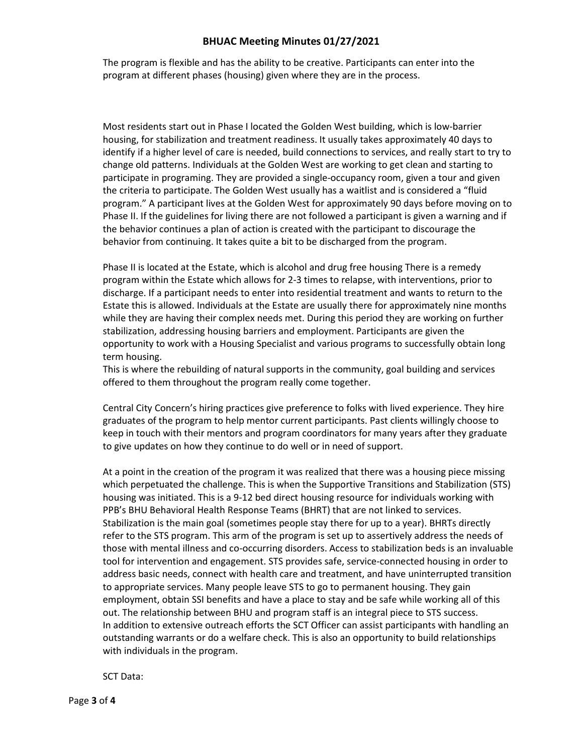The program is flexible and has the ability to be creative. Participants can enter into the program at different phases (housing) given where they are in the process.

Most residents start out in Phase I located the Golden West building, which is low-barrier housing, for stabilization and treatment readiness. It usually takes approximately 40 days to identify if a higher level of care is needed, build connections to services, and really start to try to change old patterns. Individuals at the Golden West are working to get clean and starting to participate in programing. They are provided a single-occupancy room, given a tour and given the criteria to participate. The Golden West usually has a waitlist and is considered a "fluid program." A participant lives at the Golden West for approximately 90 days before moving on to Phase II. If the guidelines for living there are not followed a participant is given a warning and if the behavior continues a plan of action is created with the participant to discourage the behavior from continuing. It takes quite a bit to be discharged from the program.

Phase II is located at the Estate, which is alcohol and drug free housing There is a remedy program within the Estate which allows for 2-3 times to relapse, with interventions, prior to discharge. If a participant needs to enter into residential treatment and wants to return to the Estate this is allowed. Individuals at the Estate are usually there for approximately nine months while they are having their complex needs met. During this period they are working on further stabilization, addressing housing barriers and employment. Participants are given the opportunity to work with a Housing Specialist and various programs to successfully obtain long term housing.
This is where the rebuilding of natural supports in the community, goal building and services offered to them throughout the program really come together.

Central City Concern's hiring practices give preference to folks with lived experience. They hire graduates of the program to help mentor current participants. Past clients willingly choose to keep in touch with their mentors and program coordinators for many years after they graduate to give updates on how they continue to do well or in need of support.

At a point in the creation of the program it was realized that there was a housing piece missing which perpetuated the challenge. This is when the Supportive Transitions and Stabilization (STS) housing was initiated. This is a 9-12 bed direct housing resource for individuals working with PPB's BHU Behavioral Health Response Teams (BHRT) that are not linked to services. Stabilization is the main goal (sometimes people stay there for up to a year). BHRTs directly refer to the STS program. This arm of the program is set up to assertively address the needs of those with mental illness and co-occurring disorders. Access to stabilization beds is an invaluable tool for intervention and engagement. STS provides safe, service-connected housing in order to address basic needs, connect with health care and treatment, and have uninterrupted transition to appropriate services. Many people leave STS to go to permanent housing. They gain employment, obtain SSI benefits and have a place to stay and be safe while working all of this out. The relationship between BHU and program staff is an integral piece to STS success.
In addition to extensive outreach efforts the SCT Officer can assist participants with handling an outstanding warrants or do a welfare check. This is also an opportunity to build relationships with individuals in the program.

SCT Data: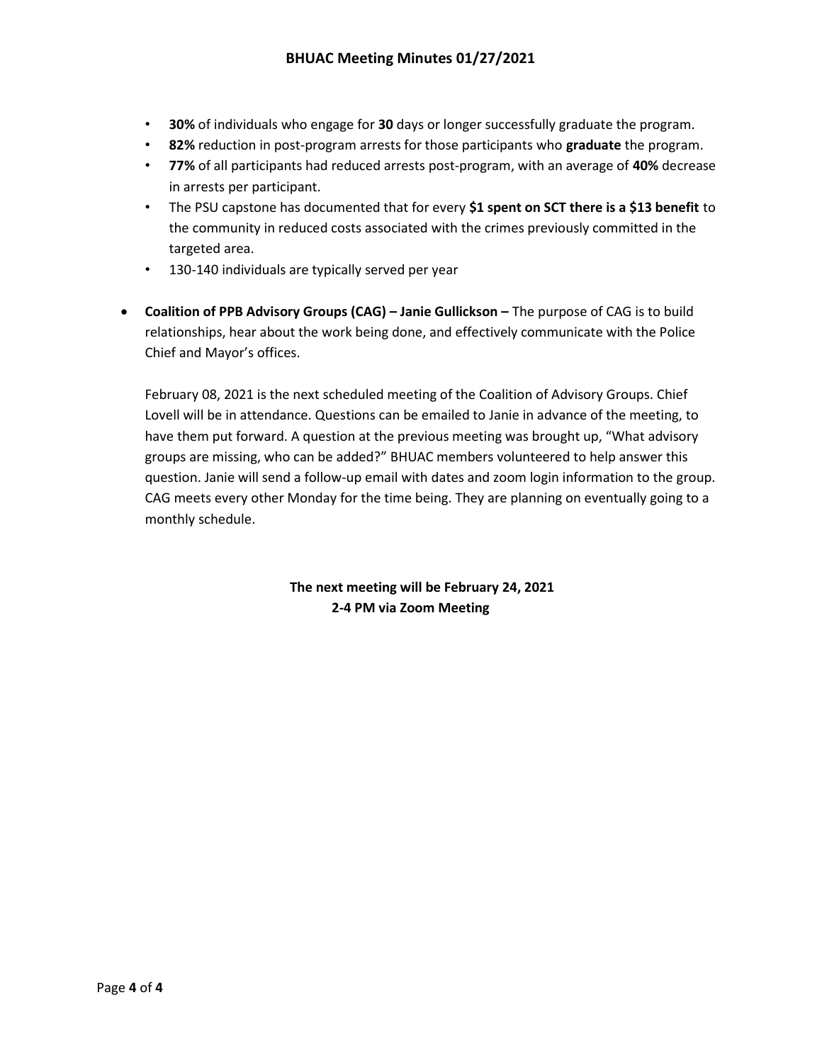- **30%** of individuals who engage for **30** days or longer successfully graduate the program.
- **82%** reduction in post-program arrests for those participants who **graduate** the program.
- **77%** of all participants had reduced arrests post-program, with an average of **40%** decrease in arrests per participant.
- The PSU capstone has documented that for every **$1 spent on SCT there is a $13 benefit** to the community in reduced costs associated with the crimes previously committed in the targeted area.
- 130-140 individuals are typically served per year

- **Coalition of PPB Advisory Groups (CAG) – Janie Gullickson –** The purpose of CAG is to build relationships, hear about the work being done, and effectively communicate with the Police Chief and Mayor's offices.

  February 08, 2021 is the next scheduled meeting of the Coalition of Advisory Groups. Chief Lovell will be in attendance. Questions can be emailed to Janie in advance of the meeting, to have them put forward. A question at the previous meeting was brought up, "What advisory groups are missing, who can be added?" BHUAC members volunteered to help answer this question. Janie will send a follow-up email with dates and zoom login information to the group. CAG meets every other Monday for the time being. They are planning on eventually going to a monthly schedule.

**The next meeting will be February 24, 2021**
**2-4 PM via Zoom Meeting**